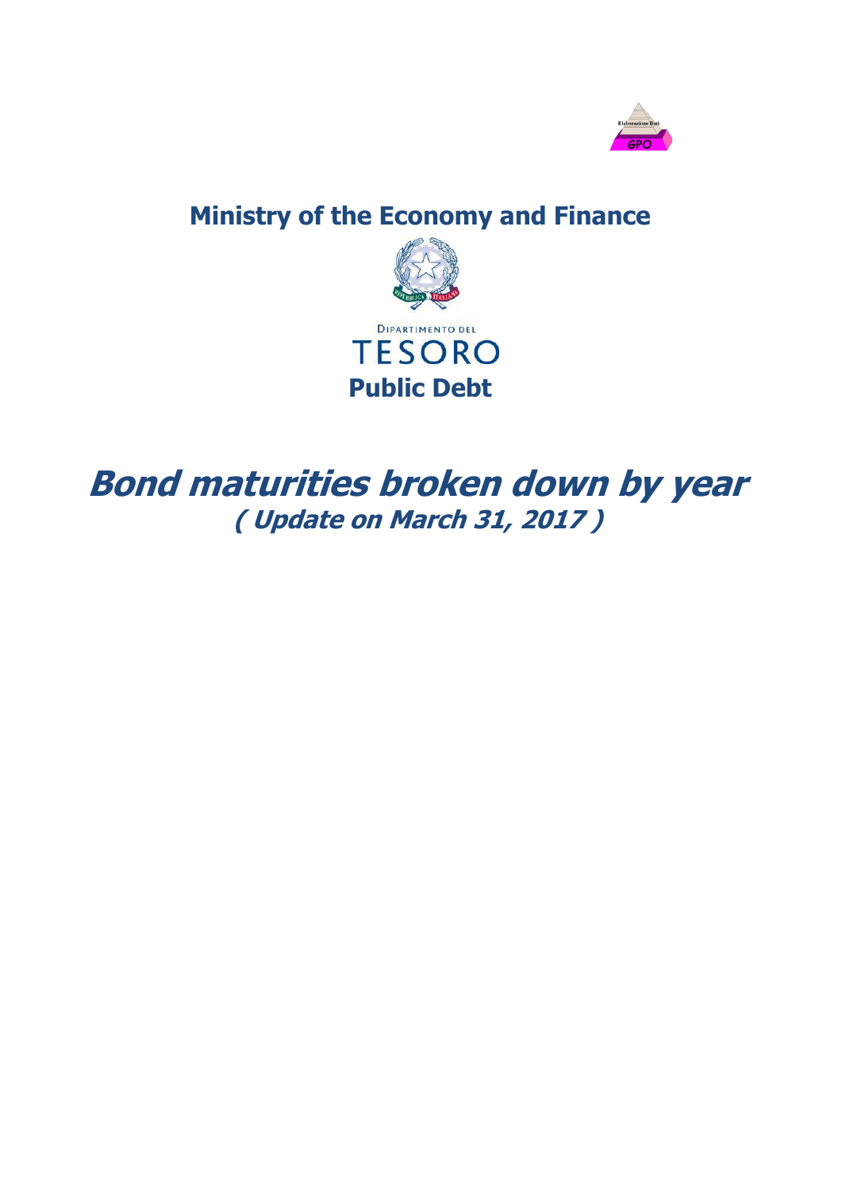Elaborazione Dati

GPO

# Ministry of the Economy and Finance

DIPARTIMENTO DEL

TESORO

## Public Debt

# *Bond maturities broken down by year*

## *( Update on March 31, 2017 )*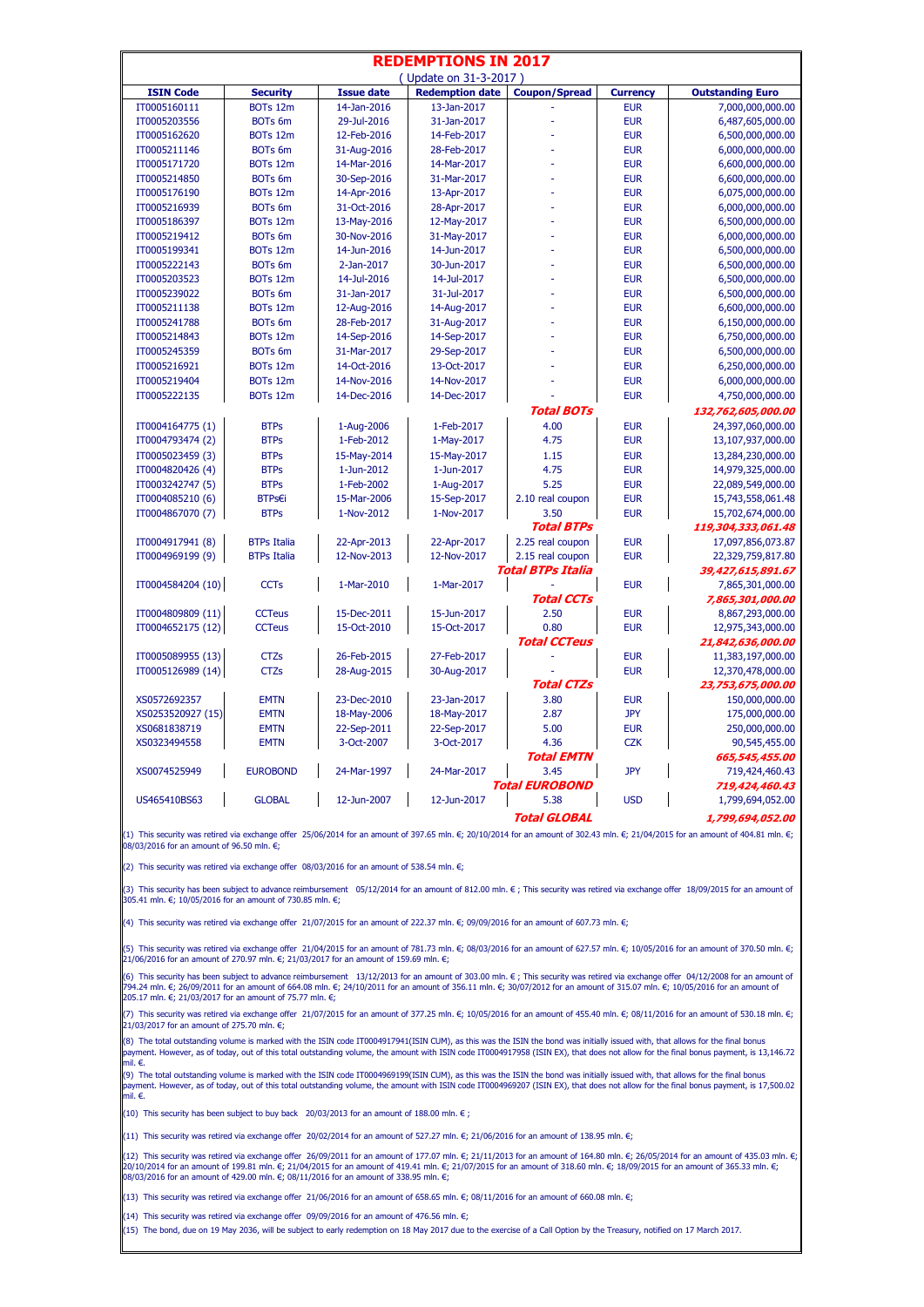# REDEMPTIONS IN 2017

( Update on 31-3-2017 )

| ISIN Code | Security | Issue date | Redemption date | Coupon/Spread | Currency | Outstanding Euro |
|---|---|---|---|---|---|---|
| IT0005160111 | BOTs 12m | 14-Jan-2016 | 13-Jan-2017 | - | EUR | 7,000,000,000.00 |
| IT0005203556 | BOTs 6m | 29-Jul-2016 | 31-Jan-2017 | - | EUR | 6,487,605,000.00 |
| IT0005162620 | BOTs 12m | 12-Feb-2016 | 14-Feb-2017 | - | EUR | 6,500,000,000.00 |
| IT0005211146 | BOTs 6m | 31-Aug-2016 | 28-Feb-2017 | - | EUR | 6,000,000,000.00 |
| IT0005171720 | BOTs 12m | 14-Mar-2016 | 14-Mar-2017 | - | EUR | 6,600,000,000.00 |
| IT0005214850 | BOTs 6m | 30-Sep-2016 | 31-Mar-2017 | - | EUR | 6,000,000,000.00 |
| IT0005176190 | BOTs 12m | 14-Apr-2016 | 13-Apr-2017 | - | EUR | 6,075,000,000.00 |
| IT0005216939 | BOTs 6m | 31-Oct-2016 | 28-Apr-2017 | - | EUR | 6,000,000,000.00 |
| IT0005186397 | BOTs 12m | 13-May-2016 | 12-May-2017 | - | EUR | 6,500,000,000.00 |
| IT0005219412 | BOTs 6m | 30-Nov-2016 | 31-May-2017 | - | EUR | 6,000,000,000.00 |
| IT0005199341 | BOTs 12m | 14-Jun-2016 | 14-Jun-2017 | - | EUR | 6,500,000,000.00 |
| IT0005222143 | BOTs 6m | 2-Jan-2017 | 30-Jun-2017 | - | EUR | 6,500,000,000.00 |
| IT0005203523 | BOTs 12m | 14-Jul-2016 | 14-Jul-2017 | - | EUR | 6,500,000,000.00 |
| IT0005239022 | BOTs 6m | 31-Jan-2017 | 31-Jul-2017 | - | EUR | 6,500,000,000.00 |
| IT0005211138 | BOTs 12m | 12-Aug-2016 | 14-Aug-2017 | - | EUR | 6,600,000,000.00 |
| IT0005241788 | BOTs 6m | 28-Feb-2017 | 31-Aug-2017 | - | EUR | 6,150,000,000.00 |
| IT0005214843 | BOTs 12m | 14-Sep-2016 | 14-Sep-2017 | - | EUR | 6,750,000,000.00 |
| IT0005245359 | BOTs 6m | 31-Mar-2017 | 29-Sep-2017 | - | EUR | 6,500,000,000.00 |
| IT0005216921 | BOTs 12m | 14-Oct-2016 | 13-Oct-2017 | - | EUR | 6,250,000,000.00 |
| IT0005219404 | BOTs 12m | 14-Nov-2016 | 14-Nov-2017 | - | EUR | 6,000,000,000.00 |
| IT0005222135 | BOTs 12m | 14-Dec-2016 | 14-Dec-2017 | - | EUR | 4,750,000,000.00 |
| | | | | ***Total BOTs*** | | ***132,762,605,000.00*** |
| IT0004164775 (1) | BTPs | 1-Aug-2006 | 1-Feb-2017 | 4.00 | EUR | 24,397,060,000.00 |
| IT0004793474 (2) | BTPs | 1-Feb-2012 | 1-May-2017 | 4.75 | EUR | 13,107,937,000.00 |
| IT0005023459 (3) | BTPs | 15-May-2014 | 15-May-2017 | 1.15 | EUR | 13,284,230,000.00 |
| IT0004820426 (4) | BTPs | 1-Jun-2012 | 1-Jun-2017 | 4.75 | EUR | 14,979,325,000.00 |
| IT0003242747 (5) | BTPs | 1-Feb-2002 | 1-Aug-2017 | 5.25 | EUR | 22,089,549,000.00 |
| IT0004085210 (6) | BTP€i | 15-Mar-2006 | 15-Sep-2017 | 2.10 real coupon | EUR | 15,743,558,061.48 |
| IT0004867070 (7) | BTPs | 1-Nov-2012 | 1-Nov-2017 | 3.50 | EUR | 15,702,674,000.00 |
| | | | | ***Total BTPs*** | | ***119,304,333,061.48*** |
| IT0004917941 (8) | BTPs Italia | 22-Apr-2013 | 22-Apr-2017 | 2.25 real coupon | EUR | 17,097,856,073.87 |
| IT0004969199 (9) | BTPs Italia | 12-Nov-2013 | 12-Nov-2017 | 2.15 real coupon | EUR | 22,329,759,817.80 |
| | | | | ***Total BTPs Italia*** | | ***39,427,615,891.67*** |
| IT0004584204 (10) | CCTs | 1-Mar-2010 | 1-Mar-2017 | - | EUR | 7,865,301,000.00 |
| | | | | ***Total CCTs*** | | ***7,865,301,000.00*** |
| IT0004809809 (11) | CCTeus | 15-Dec-2011 | 15-Jun-2017 | 2.50 | EUR | 8,867,293,000.00 |
| IT0004652175 (12) | CCTeus | 15-Oct-2010 | 15-Oct-2017 | 0.80 | EUR | 12,975,343,000.00 |
| | | | | ***Total CCTeus*** | | ***21,842,636,000.00*** |
| IT0005089955 (13) | CTZs | 26-Feb-2015 | 27-Feb-2017 | - | EUR | 11,383,197,000.00 |
| IT0005126989 (14) | CTZs | 28-Aug-2015 | 30-Aug-2017 | - | EUR | 12,370,478,000.00 |
| | | | | ***Total CTZs*** | | ***23,753,675,000.00*** |
| XS0572692357 | EMTN | 23-Dec-2010 | 23-Jan-2017 | 3.80 | EUR | 150,000,000.00 |
| XS0253520927 (15) | EMTN | 18-May-2006 | 18-May-2017 | 2.87 | JPY | 175,000,000.00 |
| XS0681838719 | EMTN | 22-Sep-2011 | 22-Sep-2017 | 5.00 | EUR | 250,000,000.00 |
| XS0323494558 | EMTN | 3-Oct-2007 | 3-Oct-2017 | 4.36 | CZK | 90,545,455.00 |
| | | | | ***Total EMTN*** | | ***665,545,455.00*** |
| XS0074525949 | EUROBOND | 24-Mar-1997 | 24-Mar-2017 | 3.45 | JPY | 719,424,460.43 |
| | | | | ***Total EUROBOND*** | | ***719,424,460.43*** |
| US465410BS63 | GLOBAL | 12-Jun-2007 | 12-Jun-2017 | 5.38 | USD | 1,799,694,052.00 |
| | | | | ***Total GLOBAL*** | | ***1,799,694,052.00*** |

(1) This security was retired via exchange offer 25/06/2014 for an amount of 397.65 mln. €; 20/10/2014 for an amount of 302.43 mln. €; 21/04/2015 for an amount of 404.81 mln. €; 08/03/2016 for an amount of 96.50 mln. €;

(2) This security was retired via exchange offer 08/03/2016 for an amount of 538.54 mln. €;

(3) This security has been subject to advance reimbursement 05/12/2014 for an amount of 812.00 mln. € ; This security was retired via exchange offer 18/09/2015 for an amount of 305.41 mln. €; 10/05/2016 for an amount of 730.85 mln. €;

(4) This security was retired via exchange offer 21/07/2015 for an amount of 222.37 mln. €; 09/09/2016 for an amount of 607.73 mln. €;

(5) This security was retired via exchange offer 21/04/2015 for an amount of 781.73 mln. €; 08/03/2016 for an amount of 627.57 mln. €; 10/05/2016 for an amount of 370.50 mln. €; 21/06/2016 for an amount of 270.97 mln. €; 21/03/2017 for an amount of 159.69 mln. €;

(6) This security has been subject to advance reimbursement 13/12/2013 for an amount of 303.00 mln. € ; This security was retired via exchange offer 04/12/2008 for an amount of 794.24 mln. €; 26/09/2011 for an amount of 664.08 mln. €; 24/10/2011 for an amount of 356.11 mln. €; 30/07/2012 for an amount of 315.07 mln. €; 10/05/2016 for an amount of 205.17 mln. €; 21/03/2017 for an amount of 75.77 mln. €;

(7) This security was retired via exchange offer 21/07/2015 for an amount of 377.25 mln. €; 10/05/2016 for an amount of 455.40 mln. €; 08/11/2016 for an amount of 530.18 mln. €; 21/03/2017 for an amount of 275.70 mln. €;

(8) The total outstanding volume is marked with the ISIN code IT0004917941(ISIN CUM), as this was the ISIN the bond was initially issued with, that allows for the final bonus payment. However, as of today, out of this total outstanding volume, the amount with ISIN code IT0004917958 (ISIN EX), that does not allow for the final bonus payment, is 13,146.72 mil. €.

(9) The total outstanding volume is marked with the ISIN code IT0004969199(ISIN CUM), as this was the ISIN the bond was initially issued with, that allows for the final bonus payment. However, as of today, out of this total outstanding volume, the amount with ISIN code IT0004969207 (ISIN EX), that does not allow for the final bonus payment, is 17,500.02 mil. €.

(10) This security has been subject to buy back 20/03/2013 for an amount of 188.00 mln. € ;

(11) This security was retired via exchange offer 20/02/2014 for an amount of 527.27 mln. €; 21/06/2016 for an amount of 138.95 mln. €;

(12) This security was retired via exchange offer 26/09/2011 for an amount of 177.07 mln. €; 21/11/2013 for an amount of 164.80 mln. €; 26/05/2014 for an amount of 435.03 mln. €; 20/10/2014 for an amount of 199.81 mln. €; 21/04/2015 for an amount of 419.41 mln. €; 21/07/2015 for an amount of 318.60 mln. €; 18/09/2015 for an amount of 365.33 mln. €; 08/03/2016 for an amount of 429.00 mln. €; 08/11/2016 for an amount of 338.95 mln. €;

(13) This security was retired via exchange offer 21/06/2016 for an amount of 658.65 mln. €; 08/11/2016 for an amount of 660.08 mln. €;

(14) This security was retired via exchange offer 09/09/2016 for an amount of 476.56 mln. €;

(15) The bond, due on 19 May 2036, will be subject to early redemption on 18 May 2017 due to the exercise of a Call Option by the Treasury, notified on 17 March 2017.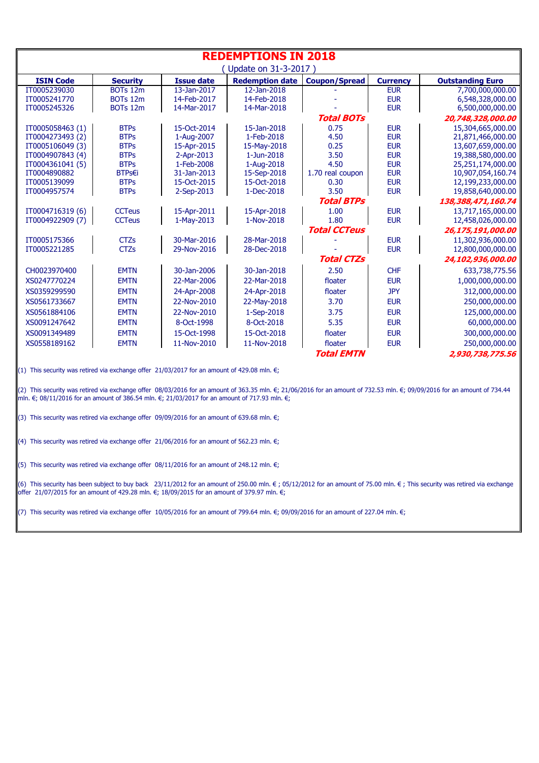# REDEMPTIONS IN 2018

( Update on 31-3-2017 )

| ISIN Code | Security | Issue date | Redemption date | Coupon/Spread | Currency | Outstanding Euro |
|---|---|---|---|---|---|---|
| IT0005239030 | BOTs 12m | 13-Jan-2017 | 12-Jan-2018 | - | EUR | 7,700,000,000.00 |
| IT0005241770 | BOTs 12m | 14-Feb-2017 | 14-Feb-2018 | - | EUR | 6,548,328,000.00 |
| IT0005245326 | BOTs 12m | 14-Mar-2017 | 14-Mar-2018 | - | EUR | 6,500,000,000.00 |
| | | | | ***Total BOTs*** | | ***20,748,328,000.00*** |
| IT0005058463 (1) | BTPs | 15-Oct-2014 | 15-Jan-2018 | 0.75 | EUR | 15,304,665,000.00 |
| IT0004273493 (2) | BTPs | 1-Aug-2007 | 1-Feb-2018 | 4.50 | EUR | 21,871,466,000.00 |
| IT0005106049 (3) | BTPs | 15-Apr-2015 | 15-May-2018 | 0.25 | EUR | 13,607,659,000.00 |
| IT0004907843 (4) | BTPs | 2-Apr-2013 | 1-Jun-2018 | 3.50 | EUR | 19,388,580,000.00 |
| IT0004361041 (5) | BTPs | 1-Feb-2008 | 1-Aug-2018 | 4.50 | EUR | 25,251,174,000.00 |
| IT0004890882 | BTPs€i | 31-Jan-2013 | 15-Sep-2018 | 1.70 real coupon | EUR | 10,907,054,160.74 |
| IT0005139099 | BTPs | 15-Oct-2015 | 15-Oct-2018 | 0.30 | EUR | 12,199,233,000.00 |
| IT0004957574 | BTPs | 2-Sep-2013 | 1-Dec-2018 | 3.50 | EUR | 19,858,640,000.00 |
| | | | | ***Total BTPs*** | | ***138,388,471,160.74*** |
| IT0004716319 (6) | CCTeus | 15-Apr-2011 | 15-Apr-2018 | 1.00 | EUR | 13,717,165,000.00 |
| IT0004922909 (7) | CCTeus | 1-May-2013 | 1-Nov-2018 | 1.80 | EUR | 12,458,026,000.00 |
| | | | | ***Total CCTeus*** | | ***26,175,191,000.00*** |
| IT0005175366 | CTZs | 30-Mar-2016 | 28-Mar-2018 | - | EUR | 11,302,936,000.00 |
| IT0005221285 | CTZs | 29-Nov-2016 | 28-Dec-2018 | - | EUR | 12,800,000,000.00 |
| | | | | ***Total CTZs*** | | ***24,102,936,000.00*** |
| CH0023970400 | EMTN | 30-Jan-2006 | 30-Jan-2018 | 2.50 | CHF | 633,738,775.56 |
| XS0247770224 | EMTN | 22-Mar-2006 | 22-Mar-2018 | floater | EUR | 1,000,000,000.00 |
| XS0359299590 | EMTN | 24-Apr-2008 | 24-Apr-2018 | floater | JPY | 312,000,000.00 |
| XS0561733667 | EMTN | 22-Nov-2010 | 22-May-2018 | 3.70 | EUR | 250,000,000.00 |
| XS0561884106 | EMTN | 22-Nov-2010 | 1-Sep-2018 | 3.75 | EUR | 125,000,000.00 |
| XS0091247642 | EMTN | 8-Oct-1998 | 8-Oct-2018 | 5.35 | EUR | 60,000,000.00 |
| XS0091349489 | EMTN | 15-Oct-1998 | 15-Oct-2018 | floater | EUR | 300,000,000.00 |
| XS0558189162 | EMTN | 11-Nov-2010 | 11-Nov-2018 | floater | EUR | 250,000,000.00 |
| | | | | ***Total EMTN*** | | ***2,930,738,775.56*** |

(1) This security was retired via exchange offer 21/03/2017 for an amount of 429.08 mln. €;

(2) This security was retired via exchange offer 08/03/2016 for an amount of 363.35 mln. €; 21/06/2016 for an amount of 732.53 mln. €; 09/09/2016 for an amount of 734.44 mln. €; 08/11/2016 for an amount of 386.54 mln. €; 21/03/2017 for an amount of 717.93 mln. €;

(3) This security was retired via exchange offer 09/09/2016 for an amount of 639.68 mln. €;

(4) This security was retired via exchange offer 21/06/2016 for an amount of 562.23 mln. €;

(5) This security was retired via exchange offer 08/11/2016 for an amount of 248.12 mln. €;

(6) This security has been subject to buy back 23/11/2012 for an amount of 250.00 mln. € ; 05/12/2012 for an amount of 75.00 mln. € ; This security was retired via exchange offer 21/07/2015 for an amount of 429.28 mln. €; 18/09/2015 for an amount of 379.97 mln. €;

(7) This security was retired via exchange offer 10/05/2016 for an amount of 799.64 mln. €; 09/09/2016 for an amount of 227.04 mln. €;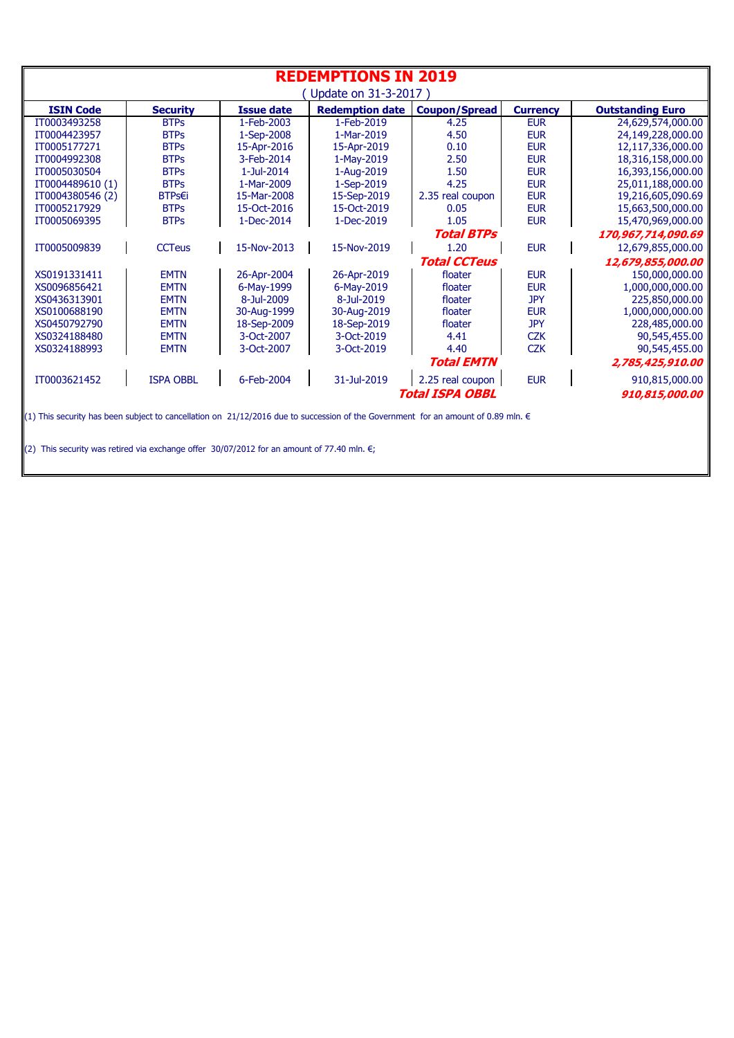# REDEMPTIONS IN 2019

( Update on 31-3-2017 )

| ISIN Code | Security | Issue date | Redemption date | Coupon/Spread | Currency | Outstanding Euro |
|---|---|---|---|---|---|---|
| IT0003493258 | BTPs | 1-Feb-2003 | 1-Feb-2019 | 4.25 | EUR | 24,629,574,000.00 |
| IT0004423957 | BTPs | 1-Sep-2008 | 1-Mar-2019 | 4.50 | EUR | 24,149,228,000.00 |
| IT0005177271 | BTPs | 15-Apr-2016 | 15-Apr-2019 | 0.10 | EUR | 12,117,336,000.00 |
| IT0004992308 | BTPs | 3-Feb-2014 | 1-May-2019 | 2.50 | EUR | 18,316,158,000.00 |
| IT0005030504 | BTPs | 1-Jul-2014 | 1-Aug-2019 | 1.50 | EUR | 16,393,156,000.00 |
| IT0004489610 (1) | BTPs | 1-Mar-2009 | 1-Sep-2019 | 4.25 | EUR | 25,011,188,000.00 |
| IT0004380546 (2) | BTPs€i | 15-Mar-2008 | 15-Sep-2019 | 2.35 real coupon | EUR | 19,216,605,090.69 |
| IT0005217929 | BTPs | 15-Oct-2016 | 15-Oct-2019 | 0.05 | EUR | 15,663,500,000.00 |
| IT0005069395 | BTPs | 1-Dec-2014 | 1-Dec-2019 | 1.05 | EUR | 15,470,969,000.00 |
| | | | | ***Total BTPs*** | | ***170,967,714,090.69*** |
| IT0005009839 | CCTeus | 15-Nov-2013 | 15-Nov-2019 | 1.20 | EUR | 12,679,855,000.00 |
| | | | | ***Total CCTeus*** | | ***12,679,855,000.00*** |
| XS0191331411 | EMTN | 26-Apr-2004 | 26-Apr-2019 | floater | EUR | 150,000,000.00 |
| XS0096856421 | EMTN | 6-May-1999 | 6-May-2019 | floater | EUR | 1,000,000,000.00 |
| XS0436313901 | EMTN | 8-Jul-2009 | 8-Jul-2019 | floater | JPY | 225,850,000.00 |
| XS0100688190 | EMTN | 30-Aug-1999 | 30-Aug-2019 | floater | EUR | 1,000,000,000.00 |
| XS0450792790 | EMTN | 18-Sep-2009 | 18-Sep-2019 | floater | JPY | 228,485,000.00 |
| XS0324188480 | EMTN | 3-Oct-2007 | 3-Oct-2019 | 4.41 | CZK | 90,545,455.00 |
| XS0324188993 | EMTN | 3-Oct-2007 | 3-Oct-2019 | 4.40 | CZK | 90,545,455.00 |
| | | | | ***Total EMTN*** | | ***2,785,425,910.00*** |
| IT0003621452 | ISPA OBBL | 6-Feb-2004 | 31-Jul-2019 | 2.25 real coupon | EUR | 910,815,000.00 |
| | | | | ***Total ISPA OBBL*** | | ***910,815,000.00*** |

(1) This security has been subject to cancellation on 21/12/2016 due to succession of the Government for an amount of 0.89 mln. €

(2) This security was retired via exchange offer 30/07/2012 for an amount of 77.40 mln. €;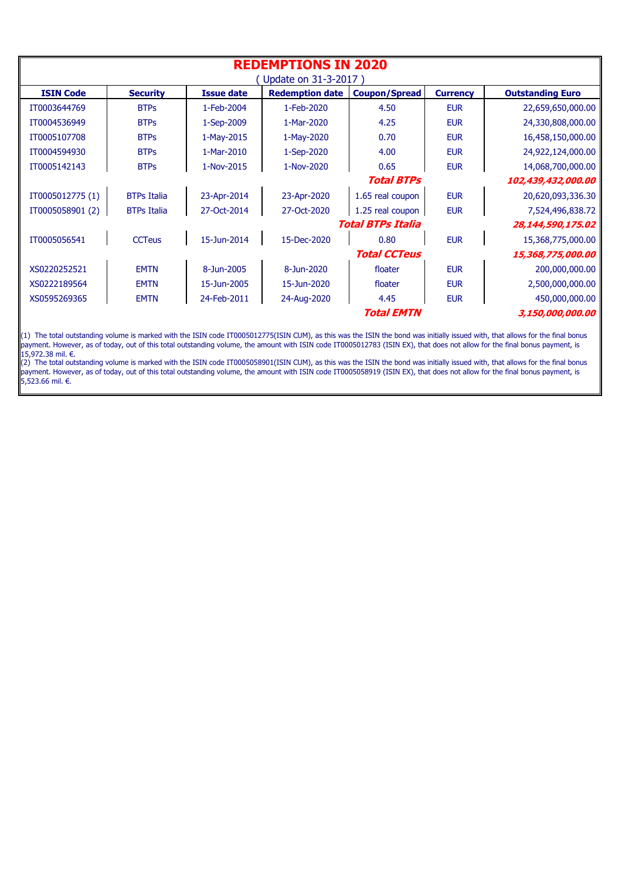# REDEMPTIONS IN 2020

( Update on 31-3-2017 )

| ISIN Code | Security | Issue date | Redemption date | Coupon/Spread | Currency | Outstanding Euro |
|---|---|---|---|---|---|---|
| IT0003644769 | BTPs | 1-Feb-2004 | 1-Feb-2020 | 4.50 | EUR | 22,659,650,000.00 |
| IT0004536949 | BTPs | 1-Sep-2009 | 1-Mar-2020 | 4.25 | EUR | 24,330,808,000.00 |
| IT0005107708 | BTPs | 1-May-2015 | 1-May-2020 | 0.70 | EUR | 16,458,150,000.00 |
| IT0004594930 | BTPs | 1-Mar-2010 | 1-Sep-2020 | 4.00 | EUR | 24,922,124,000.00 |
| IT0005142143 | BTPs | 1-Nov-2015 | 1-Nov-2020 | 0.65 | EUR | 14,068,700,000.00 |
| | | | | ***Total BTPs*** | | ***102,439,432,000.00*** |
| IT0005012775 (1) | BTPs Italia | 23-Apr-2014 | 23-Apr-2020 | 1.65 real coupon | EUR | 20,620,093,336.30 |
| IT0005058901 (2) | BTPs Italia | 27-Oct-2014 | 27-Oct-2020 | 1.25 real coupon | EUR | 7,524,496,838.72 |
| | | | | ***Total BTPs Italia*** | | ***28,144,590,175.02*** |
| IT0005056541 | CCTeus | 15-Jun-2014 | 15-Dec-2020 | 0.80 | EUR | 15,368,775,000.00 |
| | | | | ***Total CCTeus*** | | ***15,368,775,000.00*** |
| XS0220252521 | EMTN | 8-Jun-2005 | 8-Jun-2020 | floater | EUR | 200,000,000.00 |
| XS0222189564 | EMTN | 15-Jun-2005 | 15-Jun-2020 | floater | EUR | 2,500,000,000.00 |
| XS0595269365 | EMTN | 24-Feb-2011 | 24-Aug-2020 | 4.45 | EUR | 450,000,000.00 |
| | | | | ***Total EMTN*** | | ***3,150,000,000.00*** |

(1) The total outstanding volume is marked with the ISIN code IT0005012775(ISIN CUM), as this was the ISIN the bond was initially issued with, that allows for the final bonus payment. However, as of today, out of this total outstanding volume, the amount with ISIN code IT0005012783 (ISIN EX), that does not allow for the final bonus payment, is 15,972.38 mil. €.

(2) The total outstanding volume is marked with the ISIN code IT0005058901(ISIN CUM), as this was the ISIN the bond was initially issued with, that allows for the final bonus payment. However, as of today, out of this total outstanding volume, the amount with ISIN code IT0005058919 (ISIN EX), that does not allow for the final bonus payment, is 5,523.66 mil. €.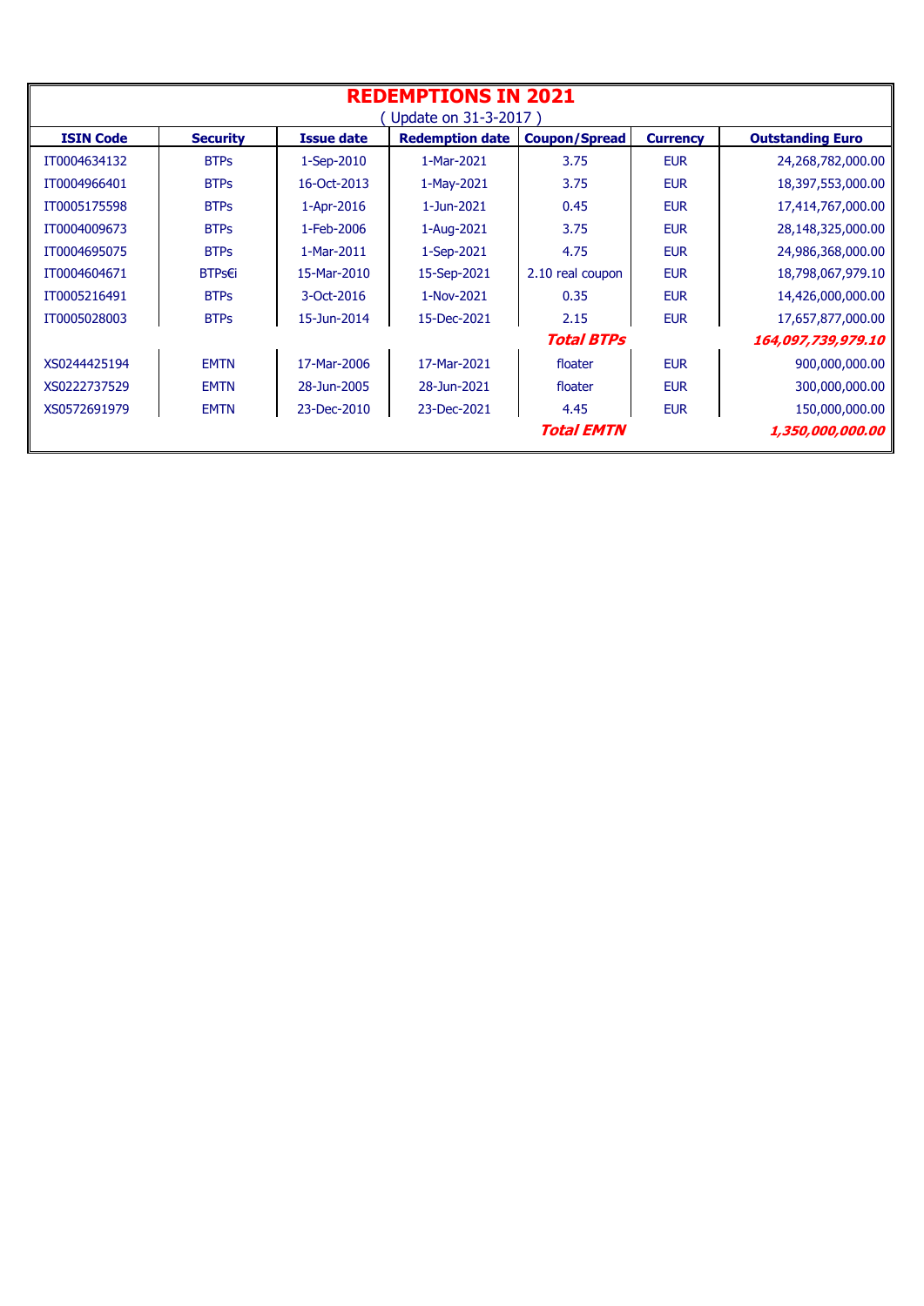# REDEMPTIONS IN 2021

( Update on 31-3-2017 )

| ISIN Code | Security | Issue date | Redemption date | Coupon/Spread | Currency | Outstanding Euro |
|---|---|---|---|---|---|---|
| IT0004634132 | BTPs | 1-Sep-2010 | 1-Mar-2021 | 3.75 | EUR | 24,268,782,000.00 |
| IT0004966401 | BTPs | 16-Oct-2013 | 1-May-2021 | 3.75 | EUR | 18,397,553,000.00 |
| IT0005175598 | BTPs | 1-Apr-2016 | 1-Jun-2021 | 0.45 | EUR | 17,414,767,000.00 |
| IT0004009673 | BTPs | 1-Feb-2006 | 1-Aug-2021 | 3.75 | EUR | 28,148,325,000.00 |
| IT0004695075 | BTPs | 1-Mar-2011 | 1-Sep-2021 | 4.75 | EUR | 24,986,368,000.00 |
| IT0004604671 | BTPs€i | 15-Mar-2010 | 15-Sep-2021 | 2.10 real coupon | EUR | 18,798,067,979.10 |
| IT0005216491 | BTPs | 3-Oct-2016 | 1-Nov-2021 | 0.35 | EUR | 14,426,000,000.00 |
| IT0005028003 | BTPs | 15-Jun-2014 | 15-Dec-2021 | 2.15 | EUR | 17,657,877,000.00 |
| | | | | ***Total BTPs*** | | ***164,097,739,979.10*** |
| XS0244425194 | EMTN | 17-Mar-2006 | 17-Mar-2021 | floater | EUR | 900,000,000.00 |
| XS0222737529 | EMTN | 28-Jun-2005 | 28-Jun-2021 | floater | EUR | 300,000,000.00 |
| XS0572691979 | EMTN | 23-Dec-2010 | 23-Dec-2021 | 4.45 | EUR | 150,000,000.00 |
| | | | | ***Total EMTN*** | | ***1,350,000,000.00*** |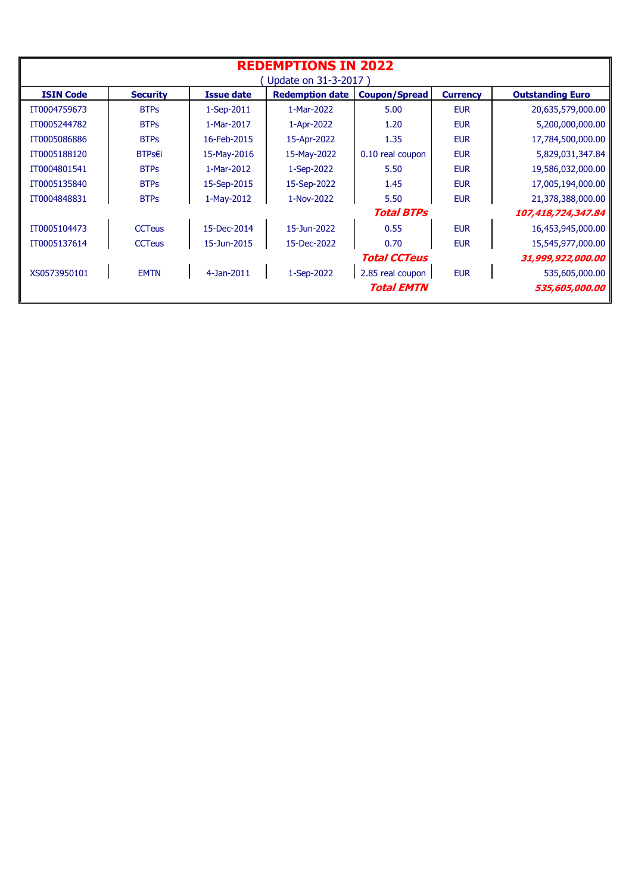# REDEMPTIONS IN 2022

( Update on 31-3-2017 )

| ISIN Code | Security | Issue date | Redemption date | Coupon/Spread | Currency | Outstanding Euro |
|---|---|---|---|---|---|---|
| IT0004759673 | BTPs | 1-Sep-2011 | 1-Mar-2022 | 5.00 | EUR | 20,635,579,000.00 |
| IT0005244782 | BTPs | 1-Mar-2017 | 1-Apr-2022 | 1.20 | EUR | 5,200,000,000.00 |
| IT0005086886 | BTPs | 16-Feb-2015 | 15-Apr-2022 | 1.35 | EUR | 17,784,500,000.00 |
| IT0005188120 | BTPs€i | 15-May-2016 | 15-May-2022 | 0.10 real coupon | EUR | 5,829,031,347.84 |
| IT0004801541 | BTPs | 1-Mar-2012 | 1-Sep-2022 | 5.50 | EUR | 19,586,032,000.00 |
| IT0005135840 | BTPs | 15-Sep-2015 | 15-Sep-2022 | 1.45 | EUR | 17,005,194,000.00 |
| IT0004848831 | BTPs | 1-May-2012 | 1-Nov-2022 | 5.50 | EUR | 21,378,388,000.00 |
| | | | | ***Total BTPs*** | | ***107,418,724,347.84*** |
| IT0005104473 | CCTeus | 15-Dec-2014 | 15-Jun-2022 | 0.55 | EUR | 16,453,945,000.00 |
| IT0005137614 | CCTeus | 15-Jun-2015 | 15-Dec-2022 | 0.70 | EUR | 15,545,977,000.00 |
| | | | | ***Total CCTeus*** | | ***31,999,922,000.00*** |
| XS0573950101 | EMTN | 4-Jan-2011 | 1-Sep-2022 | 2.85 real coupon | EUR | 535,605,000.00 |
| | | | | ***Total EMTN*** | | ***535,605,000.00*** |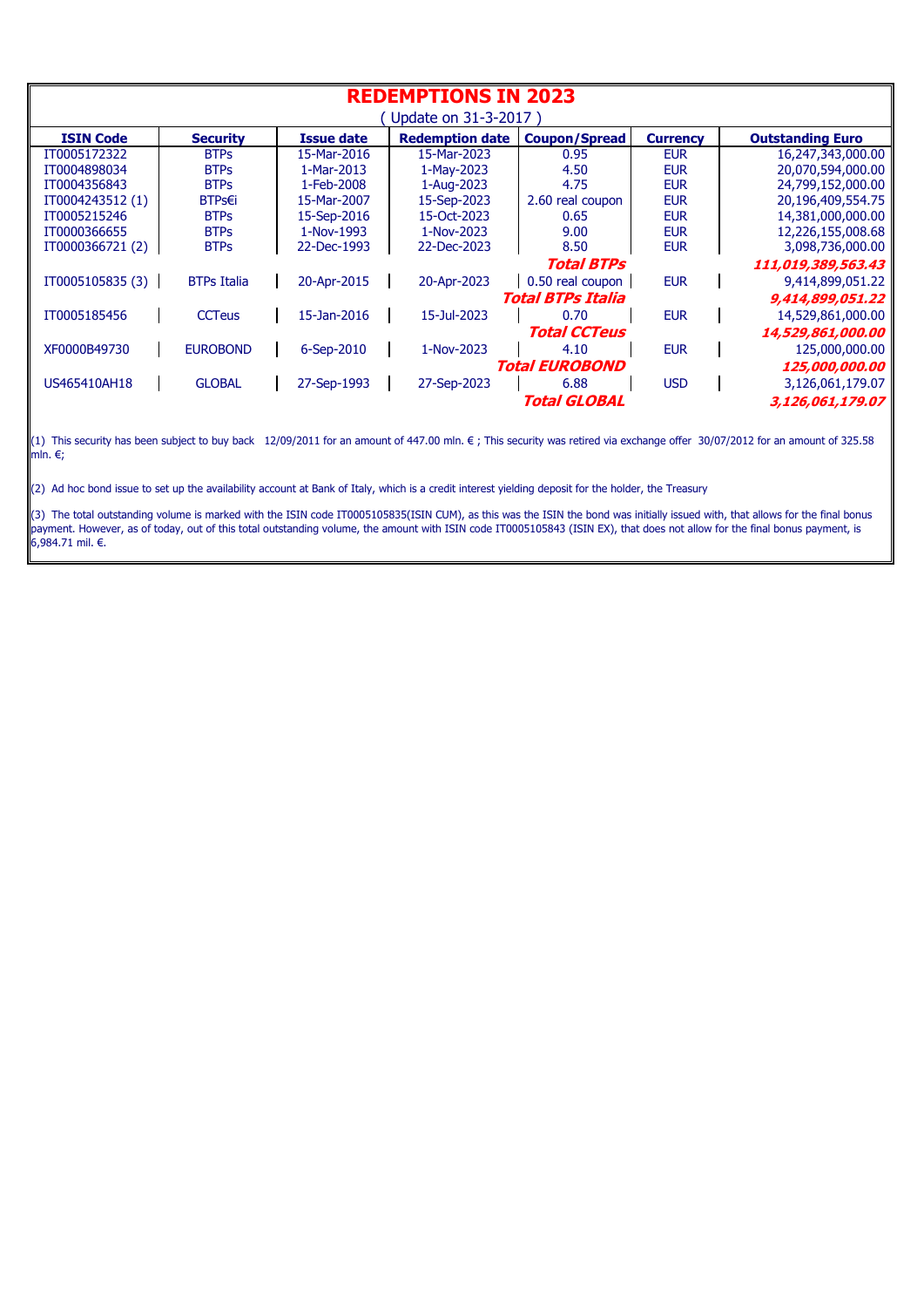# REDEMPTIONS IN 2023

( Update on 31-3-2017 )

| ISIN Code | Security | Issue date | Redemption date | Coupon/Spread | Currency | Outstanding Euro |
|---|---|---|---|---|---|---|
| IT0005172322 | BTPs | 15-Mar-2016 | 15-Mar-2023 | 0.95 | EUR | 16,247,343,000.00 |
| IT0004898034 | BTPs | 1-Mar-2013 | 1-May-2023 | 4.50 | EUR | 20,070,594,000.00 |
| IT0004356843 | BTPs | 1-Feb-2008 | 1-Aug-2023 | 4.75 | EUR | 24,799,152,000.00 |
| IT0004243512 (1) | BTPs€i | 15-Mar-2007 | 15-Sep-2023 | 2.60 real coupon | EUR | 20,196,409,554.75 |
| IT0005215246 | BTPs | 15-Sep-2016 | 15-Oct-2023 | 0.65 | EUR | 14,381,000,000.00 |
| IT0000366655 | BTPs | 1-Nov-1993 | 1-Nov-2023 | 9.00 | EUR | 12,226,155,008.68 |
| IT0000366721 (2) | BTPs | 22-Dec-1993 | 22-Dec-2023 | 8.50 | EUR | 3,098,736,000.00 |
| | | | | ***Total BTPs*** | | ***111,019,389,563.43*** |
| IT0005105835 (3) | BTPs Italia | 20-Apr-2015 | 20-Apr-2023 | 0.50 real coupon | EUR | 9,414,899,051.22 |
| | | | | ***Total BTPs Italia*** | | ***9,414,899,051.22*** |
| IT0005185456 | CCTeus | 15-Jan-2016 | 15-Jul-2023 | 0.70 | EUR | 14,529,861,000.00 |
| | | | | ***Total CCTeus*** | | ***14,529,861,000.00*** |
| XF0000B49730 | EUROBOND | 6-Sep-2010 | 1-Nov-2023 | 4.10 | EUR | 125,000,000.00 |
| | | | | ***Total EUROBOND*** | | ***125,000,000.00*** |
| US465410AH18 | GLOBAL | 27-Sep-1993 | 27-Sep-2023 | 6.88 | USD | 3,126,061,179.07 |
| | | | | ***Total GLOBAL*** | | ***3,126,061,179.07*** |

(1) This security has been subject to buy back 12/09/2011 for an amount of 447.00 mln. € ; This security was retired via exchange offer 30/07/2012 for an amount of 325.58 mln. €;

(2) Ad hoc bond issue to set up the availability account at Bank of Italy, which is a credit interest yielding deposit for the holder, the Treasury

(3) The total outstanding volume is marked with the ISIN code IT0005105835(ISIN CUM), as this was the ISIN the bond was initially issued with, that allows for the final bonus payment. However, as of today, out of this total outstanding volume, the amount with ISIN code IT0005105843 (ISIN EX), that does not allow for the final bonus payment, is 6,984.71 mil. €.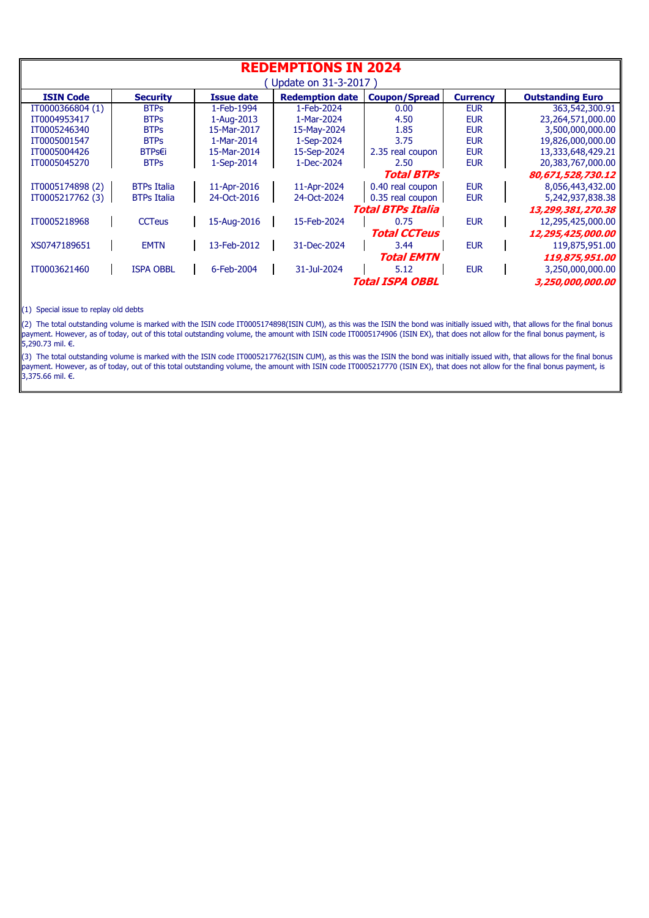# REDEMPTIONS IN 2024

( Update on 31-3-2017 )

| ISIN Code | Security | Issue date | Redemption date | Coupon/Spread | Currency | Outstanding Euro |
|---|---|---|---|---|---|---|
| IT0000366804 (1) | BTPs | 1-Feb-1994 | 1-Feb-2024 | 0.00 | EUR | 363,542,300.91 |
| IT0004953417 | BTPs | 1-Aug-2013 | 1-Mar-2024 | 4.50 | EUR | 23,264,571,000.00 |
| IT0005246340 | BTPs | 15-Mar-2017 | 15-May-2024 | 1.85 | EUR | 3,500,000,000.00 |
| IT0005001547 | BTPs | 1-Mar-2014 | 1-Sep-2024 | 3.75 | EUR | 19,826,000,000.00 |
| IT0005004426 | BTPs€i | 15-Mar-2014 | 15-Sep-2024 | 2.35 real coupon | EUR | 13,333,648,429.21 |
| IT0005045270 | BTPs | 1-Sep-2014 | 1-Dec-2024 | 2.50 | EUR | 20,383,767,000.00 |
| | | | | ***Total BTPs*** | | ***80,671,528,730.12*** |
| IT0005174898 (2) | BTPs Italia | 11-Apr-2016 | 11-Apr-2024 | 0.40 real coupon | EUR | 8,056,443,432.00 |
| IT0005217762 (3) | BTPs Italia | 24-Oct-2016 | 24-Oct-2024 | 0.35 real coupon | EUR | 5,242,937,838.38 |
| | | | | ***Total BTPs Italia*** | | ***13,299,381,270.38*** |
| IT0005218968 | CCTeus | 15-Aug-2016 | 15-Feb-2024 | 0.75 | EUR | 12,295,425,000.00 |
| | | | | ***Total CCTeus*** | | ***12,295,425,000.00*** |
| XS0747189651 | EMTN | 13-Feb-2012 | 31-Dec-2024 | 3.44 | EUR | 119,875,951.00 |
| | | | | ***Total EMTN*** | | ***119,875,951.00*** |
| IT0003621460 | ISPA OBBL | 6-Feb-2004 | 31-Jul-2024 | 5.12 | EUR | 3,250,000,000.00 |
| | | | | ***Total ISPA OBBL*** | | ***3,250,000,000.00*** |

(1) Special issue to replay old debts

(2) The total outstanding volume is marked with the ISIN code IT0005174898(ISIN CUM), as this was the ISIN the bond was initially issued with, that allows for the final bonus payment. However, as of today, out of this total outstanding volume, the amount with ISIN code IT0005174906 (ISIN EX), that does not allow for the final bonus payment, is 5,290.73 mil. €.

(3) The total outstanding volume is marked with the ISIN code IT0005217762(ISIN CUM), as this was the ISIN the bond was initially issued with, that allows for the final bonus payment. However, as of today, out of this total outstanding volume, the amount with ISIN code IT0005217770 (ISIN EX), that does not allow for the final bonus payment, is 3,375.66 mil. €.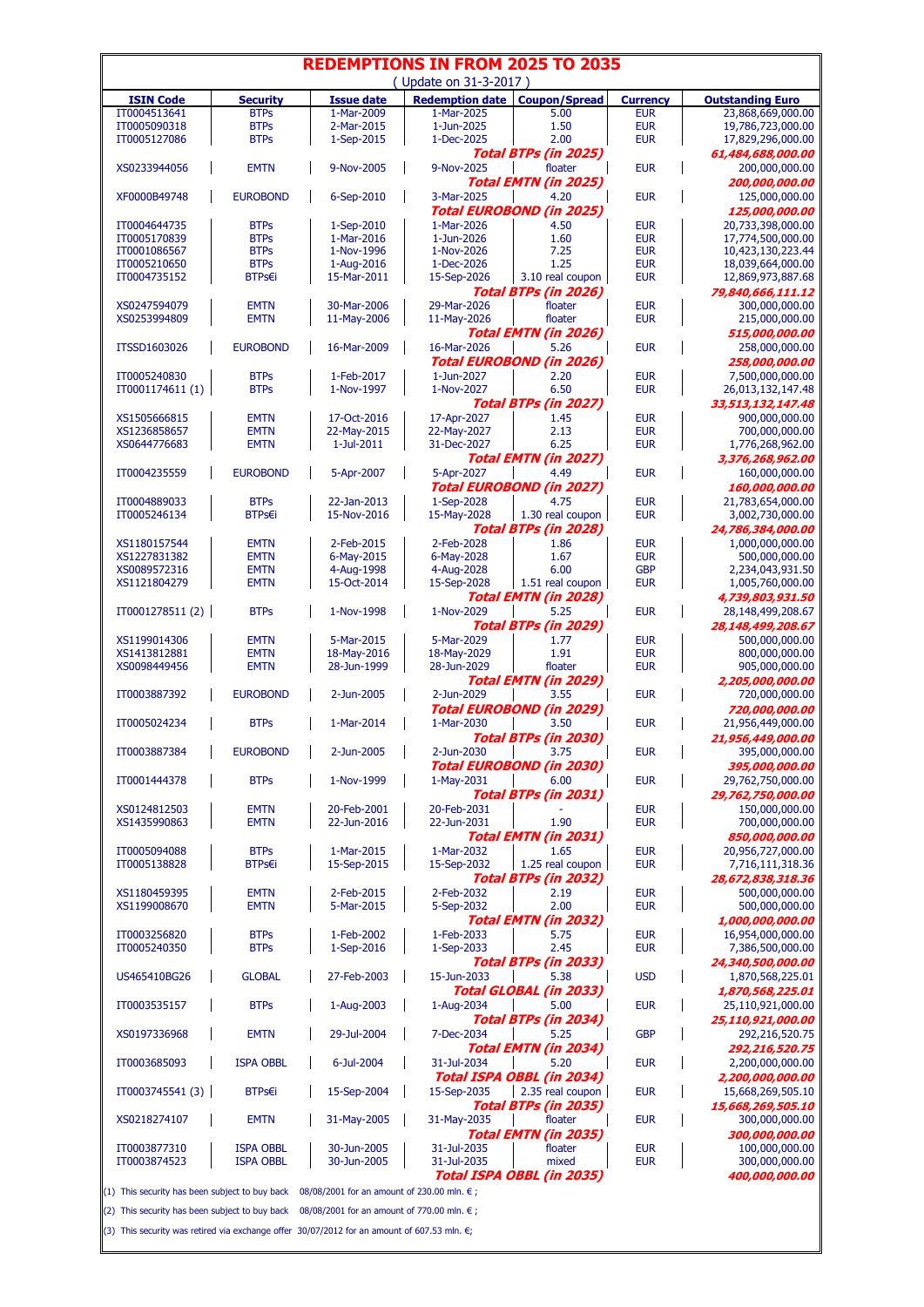# REDEMPTIONS IN FROM 2025 TO 2035

( Update on 31-3-2017 )

| ISIN Code | Security | Issue date | Redemption date | Coupon/Spread | Currency | Outstanding Euro |
|---|---|---|---|---|---|---|
| IT0004513641 | BTPs | 1-Mar-2009 | 1-Mar-2025 | 5.00 | EUR | 23,868,669,000.00 |
| IT0005090318 | BTPs | 2-Mar-2015 | 1-Jun-2025 | 1.50 | EUR | 19,786,723,000.00 |
| IT0005127086 | BTPs | 1-Sep-2015 | 1-Dec-2025 | 2.00 | EUR | 17,829,296,000.00 |
| | | | ***Total BTPs (in 2025)*** | | | ***61,484,688,000.00*** |
| XS0233944056 | EMTN | 9-Nov-2005 | 9-Nov-2025 | floater | EUR | 200,000,000.00 |
| | | | ***Total EMTN (in 2025)*** | | | ***200,000,000.00*** |
| XF0000B49748 | EUROBOND | 6-Sep-2010 | 3-Mar-2025 | 4.20 | EUR | 125,000,000.00 |
| | | | ***Total EUROBOND (in 2025)*** | | | ***125,000,000.00*** |
| IT0004644735 | BTPs | 1-Sep-2010 | 1-Mar-2026 | 4.50 | EUR | 20,733,398,000.00 |
| IT0005170839 | BTPs | 1-Mar-2016 | 1-Jun-2026 | 1.60 | EUR | 17,774,500,000.00 |
| IT0001086567 | BTPs | 1-Nov-1996 | 1-Nov-2026 | 7.25 | EUR | 10,423,130,223.44 |
| IT0005210650 | BTPs | 1-Aug-2016 | 1-Dec-2026 | 1.25 | EUR | 18,039,664,000.00 |
| IT0004735152 | BTPs€i | 15-Mar-2011 | 15-Sep-2026 | 3.10 real coupon | EUR | 12,869,973,887.68 |
| | | | ***Total BTPs (in 2026)*** | | | ***79,840,666,111.12*** |
| XS0247594079 | EMTN | 30-Mar-2006 | 29-Mar-2026 | floater | EUR | 300,000,000.00 |
| XS0253994809 | EMTN | 11-May-2006 | 11-May-2026 | floater | EUR | 215,000,000.00 |
| | | | ***Total EMTN (in 2026)*** | | | ***515,000,000.00*** |
| ITSSD1603026 | EUROBOND | 16-Mar-2009 | 16-Mar-2026 | 5.26 | EUR | 258,000,000.00 |
| | | | ***Total EUROBOND (in 2026)*** | | | ***258,000,000.00*** |
| IT0005240830 | BTPs | 1-Feb-2017 | 1-Jun-2027 | 2.20 | EUR | 7,500,000,000.00 |
| IT0001174611 (1) | BTPs | 1-Nov-1997 | 1-Nov-2027 | 6.50 | EUR | 26,013,132,147.48 |
| | | | ***Total BTPs (in 2027)*** | | | ***33,513,132,147.48*** |
| XS1505666815 | EMTN | 17-Oct-2016 | 17-Apr-2027 | 1.45 | EUR | 900,000,000.00 |
| XS1236858657 | EMTN | 22-May-2015 | 22-May-2027 | 2.13 | EUR | 700,000,000.00 |
| XS0644776683 | EMTN | 1-Jul-2011 | 31-Dec-2027 | 6.25 | EUR | 1,776,268,962.00 |
| | | | ***Total EMTN (in 2027)*** | | | ***3,376,268,962.00*** |
| IT0004235559 | EUROBOND | 5-Apr-2007 | 5-Apr-2027 | 4.49 | EUR | 160,000,000.00 |
| | | | ***Total EUROBOND (in 2027)*** | | | ***160,000,000.00*** |
| IT0004889033 | BTPs | 22-Jan-2013 | 1-Sep-2028 | 4.75 | EUR | 21,783,654,000.00 |
| IT0005246134 | BTPs€i | 15-Nov-2016 | 15-May-2028 | 1.30 real coupon | EUR | 3,002,730,000.00 |
| | | | ***Total BTPs (in 2028)*** | | | ***24,786,384,000.00*** |
| XS1180157544 | EMTN | 2-Feb-2015 | 2-Feb-2028 | 1.86 | EUR | 1,000,000,000.00 |
| XS1227831382 | EMTN | 6-May-2015 | 6-May-2028 | 1.67 | EUR | 500,000,000.00 |
| XS0089572316 | EMTN | 4-Aug-1998 | 4-Aug-2028 | 6.00 | GBP | 2,234,043,931.50 |
| XS1121804279 | EMTN | 15-Oct-2014 | 15-Sep-2028 | 1.51 real coupon | EUR | 1,005,760,000.00 |
| | | | ***Total EMTN (in 2028)*** | | | ***4,739,803,931.50*** |
| IT0001278511 (2) | BTPs | 1-Nov-1998 | 1-Nov-2029 | 5.25 | EUR | 28,148,499,208.67 |
| | | | ***Total BTPs (in 2029)*** | | | ***28,148,499,208.67*** |
| XS1199014306 | EMTN | 5-Mar-2015 | 5-Mar-2029 | 1.77 | EUR | 500,000,000.00 |
| XS1413812881 | EMTN | 18-May-2016 | 18-May-2029 | 1.91 | EUR | 800,000,000.00 |
| XS0098449456 | EMTN | 28-Jun-1999 | 28-Jun-2029 | floater | EUR | 905,000,000.00 |
| | | | ***Total EMTN (in 2029)*** | | | ***2,205,000,000.00*** |
| IT0003887392 | EUROBOND | 2-Jun-2005 | 2-Jun-2029 | 3.55 | EUR | 720,000,000.00 |
| | | | ***Total EUROBOND (in 2029)*** | | | ***720,000,000.00*** |
| IT0005024234 | BTPs | 1-Mar-2014 | 1-Mar-2030 | 3.50 | EUR | 21,956,449,000.00 |
| | | | ***Total BTPs (in 2030)*** | | | ***21,956,449,000.00*** |
| IT0003887384 | EUROBOND | 2-Jun-2005 | 2-Jun-2030 | 3.75 | EUR | 395,000,000.00 |
| | | | ***Total EUROBOND (in 2030)*** | | | ***395,000,000.00*** |
| IT0001444378 | BTPs | 1-Nov-1999 | 1-May-2031 | 6.00 | EUR | 29,762,750,000.00 |
| | | | ***Total BTPs (in 2031)*** | | | ***29,762,750,000.00*** |
| XS0124812503 | EMTN | 20-Feb-2001 | 20-Feb-2031 | - | EUR | 150,000,000.00 |
| XS1435990863 | EMTN | 22-Jun-2016 | 22-Jun-2031 | 1.90 | EUR | 700,000,000.00 |
| | | | ***Total EMTN (in 2031)*** | | | ***850,000,000.00*** |
| IT0005094088 | BTPs | 1-Mar-2015 | 1-Mar-2032 | 1.65 | EUR | 20,956,727,000.00 |
| IT0005138828 | BTPs€i | 15-Sep-2015 | 15-Sep-2032 | 1.25 real coupon | EUR | 7,716,111,318.36 |
| | | | ***Total BTPs (in 2032)*** | | | ***28,672,838,318.36*** |
| XS1180459395 | EMTN | 2-Feb-2015 | 2-Feb-2032 | 2.19 | EUR | 500,000,000.00 |
| XS1199008670 | EMTN | 5-Mar-2015 | 5-Sep-2032 | 2.00 | EUR | 500,000,000.00 |
| | | | ***Total EMTN (in 2032)*** | | | ***1,000,000,000.00*** |
| IT0003256820 | BTPs | 1-Feb-2002 | 1-Feb-2033 | 5.75 | EUR | 16,954,000,000.00 |
| IT0005240350 | BTPs | 1-Sep-2016 | 1-Sep-2033 | 2.45 | EUR | 7,386,500,000.00 |
| | | | ***Total BTPs (in 2033)*** | | | ***24,340,500,000.00*** |
| US465410BG26 | GLOBAL | 27-Feb-2003 | 15-Jun-2033 | 5.38 | USD | 1,870,568,225.01 |
| | | | ***Total GLOBAL (in 2033)*** | | | ***1,870,568,225.01*** |
| IT0003535157 | BTPs | 1-Aug-2003 | 1-Aug-2034 | 5.00 | EUR | 25,110,921,000.00 |
| | | | ***Total BTPs (in 2034)*** | | | ***25,110,921,000.00*** |
| XS0197336968 | EMTN | 29-Jul-2004 | 7-Dec-2034 | 5.25 | GBP | 292,216,520.75 |
| | | | ***Total EMTN (in 2034)*** | | | ***292,216,520.75*** |
| IT0003685093 | ISPA OBBL | 6-Jul-2004 | 31-Jul-2034 | 5.20 | EUR | 2,200,000,000.00 |
| | | | ***Total ISPA OBBL (in 2034)*** | | | ***2,200,000,000.00*** |
| IT0003745541 (3) | BTPs€i | 15-Sep-2004 | 15-Sep-2035 | 2.35 real coupon | EUR | 15,668,269,505.10 |
| | | | ***Total BTPs (in 2035)*** | | | ***15,668,269,505.10*** |
| XS0218274107 | EMTN | 31-May-2005 | 31-May-2035 | floater | EUR | 300,000,000.00 |
| | | | ***Total EMTN (in 2035)*** | | | ***300,000,000.00*** |
| IT0003877310 | ISPA OBBL | 30-Jun-2005 | 31-Jul-2035 | floater | EUR | 100,000,000.00 |
| IT0003874523 | ISPA OBBL | 30-Jun-2005 | 31-Jul-2035 | mixed | EUR | 300,000,000.00 |
| | | | ***Total ISPA OBBL (in 2035)*** | | | ***400,000,000.00*** |

(1) This security has been subject to buy back 08/08/2001 for an amount of 230.00 mln. € ;

(2) This security has been subject to buy back 08/08/2001 for an amount of 770.00 mln. € ;

(3) This security was retired via exchange offer 30/07/2012 for an amount of 607.53 mln. €;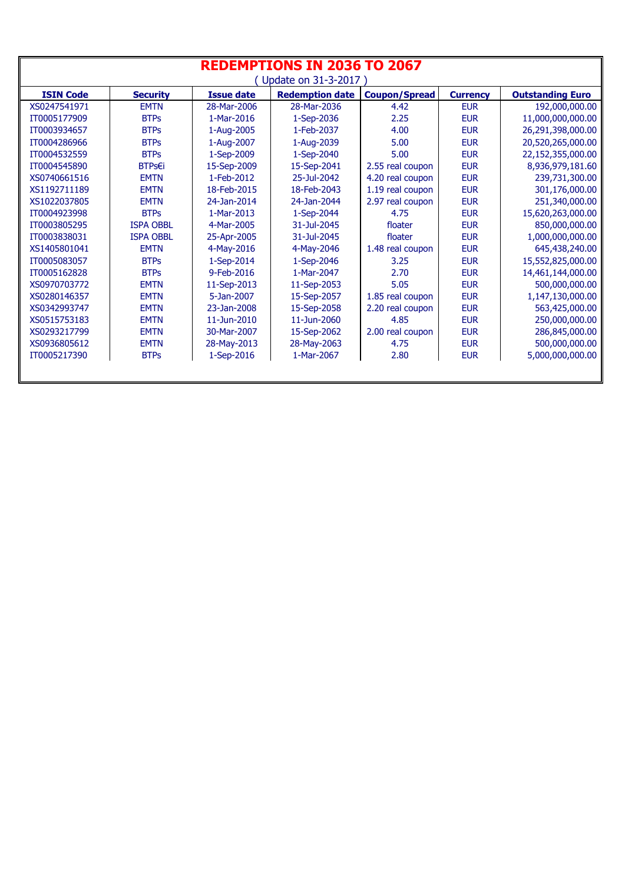# REDEMPTIONS IN 2036 TO 2067

( Update on 31-3-2017 )

| ISIN Code | Security | Issue date | Redemption date | Coupon/Spread | Currency | Outstanding Euro |
|---|---|---|---|---|---|---|
| XS0247541971 | EMTN | 28-Mar-2006 | 28-Mar-2036 | 4.42 | EUR | 192,000,000.00 |
| IT0005177909 | BTPs | 1-Mar-2016 | 1-Sep-2036 | 2.25 | EUR | 11,000,000,000.00 |
| IT0003934657 | BTPs | 1-Aug-2005 | 1-Feb-2037 | 4.00 | EUR | 26,291,398,000.00 |
| IT0004286966 | BTPs | 1-Aug-2007 | 1-Aug-2039 | 5.00 | EUR | 20,520,265,000.00 |
| IT0004532559 | BTPs | 1-Sep-2009 | 1-Sep-2040 | 5.00 | EUR | 22,152,355,000.00 |
| IT0004545890 | BTPs€i | 15-Sep-2009 | 15-Sep-2041 | 2.55 real coupon | EUR | 8,936,979,181.60 |
| XS0740661516 | EMTN | 1-Feb-2012 | 25-Jul-2042 | 4.20 real coupon | EUR | 239,731,300.00 |
| XS1192711189 | EMTN | 18-Feb-2015 | 18-Feb-2043 | 1.19 real coupon | EUR | 301,176,000.00 |
| XS1022037805 | EMTN | 24-Jan-2014 | 24-Jan-2044 | 2.97 real coupon | EUR | 251,340,000.00 |
| IT0004923998 | BTPs | 1-Mar-2013 | 1-Sep-2044 | 4.75 | EUR | 15,620,263,000.00 |
| IT0003805295 | ISPA OBBL | 4-Mar-2005 | 31-Jul-2045 | floater | EUR | 850,000,000.00 |
| IT0003838031 | ISPA OBBL | 25-Apr-2005 | 31-Jul-2045 | floater | EUR | 1,000,000,000.00 |
| XS1405801041 | EMTN | 4-May-2016 | 4-May-2046 | 1.48 real coupon | EUR | 645,438,240.00 |
| IT0005083057 | BTPs | 1-Sep-2014 | 1-Sep-2046 | 3.25 | EUR | 15,552,825,000.00 |
| IT0005162828 | BTPs | 9-Feb-2016 | 1-Mar-2047 | 2.70 | EUR | 14,461,144,000.00 |
| XS0970703772 | EMTN | 11-Sep-2013 | 11-Sep-2053 | 5.05 | EUR | 500,000,000.00 |
| XS0280146357 | EMTN | 5-Jan-2007 | 15-Sep-2057 | 1.85 real coupon | EUR | 1,147,130,000.00 |
| XS0342993747 | EMTN | 23-Jan-2008 | 15-Sep-2058 | 2.20 real coupon | EUR | 563,425,000.00 |
| XS0515753183 | EMTN | 11-Jun-2010 | 11-Jun-2060 | 4.85 | EUR | 250,000,000.00 |
| XS0293217799 | EMTN | 30-Mar-2007 | 15-Sep-2062 | 2.00 real coupon | EUR | 286,845,000.00 |
| XS0936805612 | EMTN | 28-May-2013 | 28-May-2063 | 4.75 | EUR | 500,000,000.00 |
| IT0005217390 | BTPs | 1-Sep-2016 | 1-Mar-2067 | 2.80 | EUR | 5,000,000,000.00 |